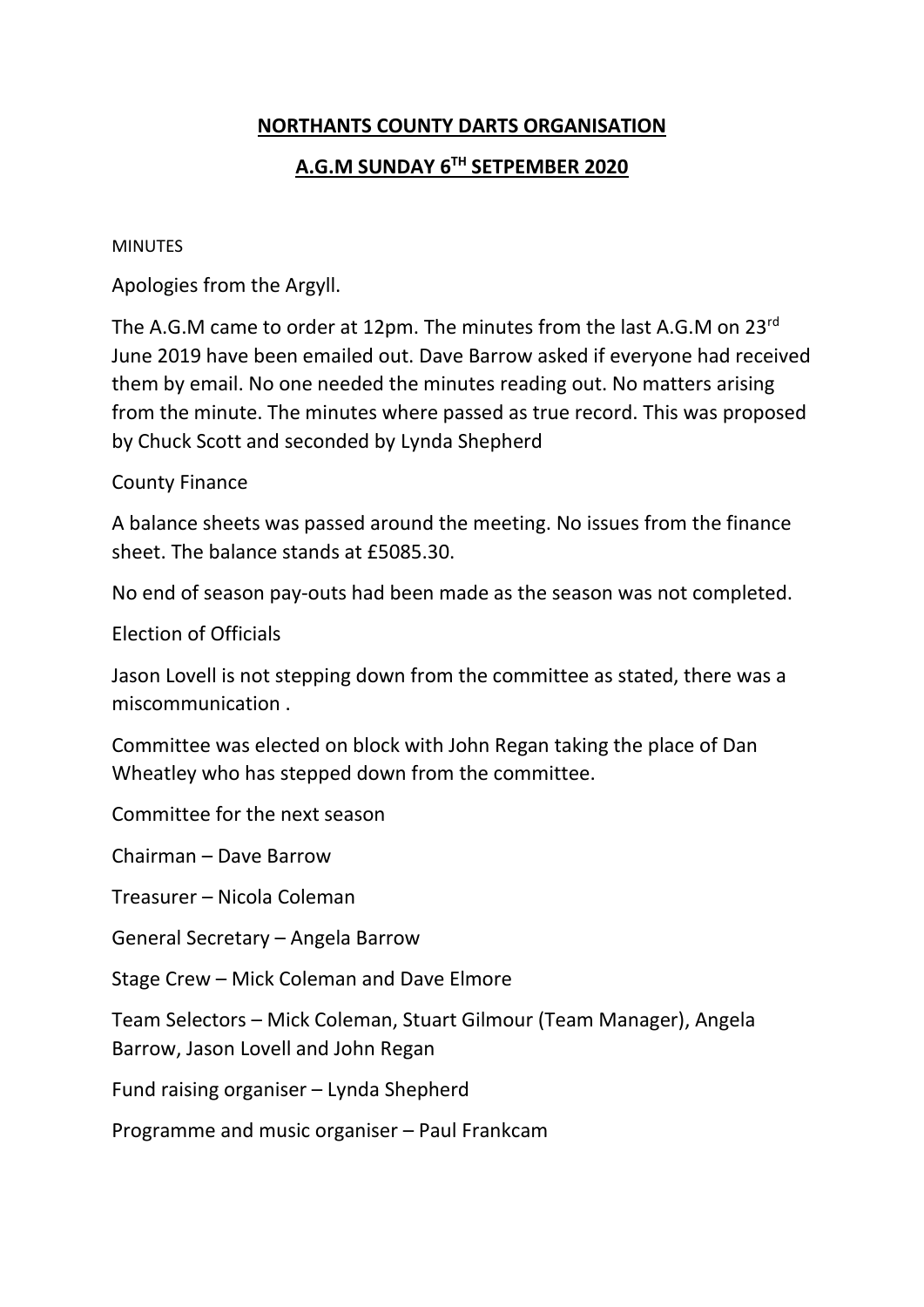# NORTHANTS COUNTY DARTS ORGANISATION

## A.G.M SUNDAY 6TH SETPEMBER 2020

MINUTES

Apologies from the Argyll.

The A.G.M came to order at 12pm. The minutes from the last A.G.M on 23rd June 2019 have been emailed out. Dave Barrow asked if everyone had received them by email. No one needed the minutes reading out. No matters arising from the minute. The minutes where passed as true record. This was proposed by Chuck Scott and seconded by Lynda Shepherd

County Finance

A balance sheets was passed around the meeting. No issues from the finance sheet. The balance stands at £5085.30.

No end of season pay-outs had been made as the season was not completed.

Election of Officials

Jason Lovell is not stepping down from the committee as stated, there was a miscommunication .

Committee was elected on block with John Regan taking the place of Dan Wheatley who has stepped down from the committee.

Committee for the next season

Chairman – Dave Barrow

Treasurer – Nicola Coleman

General Secretary – Angela Barrow

Stage Crew – Mick Coleman and Dave Elmore

Team Selectors – Mick Coleman, Stuart Gilmour (Team Manager), Angela Barrow, Jason Lovell and John Regan

Fund raising organiser – Lynda Shepherd

Programme and music organiser – Paul Frankcam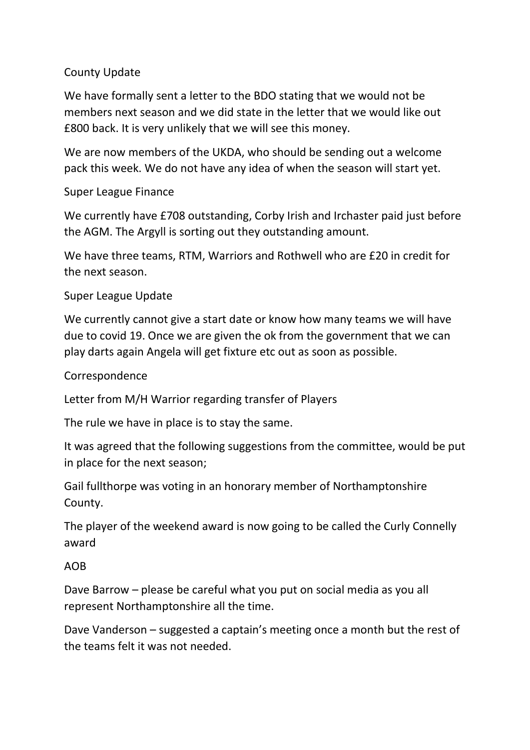## County Update

We have formally sent a letter to the BDO stating that we would not be members next season and we did state in the letter that we would like out £800 back. It is very unlikely that we will see this money.

We are now members of the UKDA, who should be sending out a welcome pack this week. We do not have any idea of when the season will start yet.

## Super League Finance

We currently have £708 outstanding, Corby Irish and Irchaster paid just before the AGM. The Argyll is sorting out they outstanding amount.

We have three teams, RTM, Warriors and Rothwell who are £20 in credit for the next season.

## Super League Update

We currently cannot give a start date or know how many teams we will have due to covid 19. Once we are given the ok from the government that we can play darts again Angela will get fixture etc out as soon as possible.

## Correspondence

Letter from M/H Warrior regarding transfer of Players

The rule we have in place is to stay the same.

It was agreed that the following suggestions from the committee, would be put in place for the next season;

Gail fullthorpe was voting in an honorary member of Northamptonshire County.

The player of the weekend award is now going to be called the Curly Connelly award

## AOB

Dave Barrow – please be careful what you put on social media as you all represent Northamptonshire all the time.

Dave Vanderson – suggested a captain's meeting once a month but the rest of the teams felt it was not needed.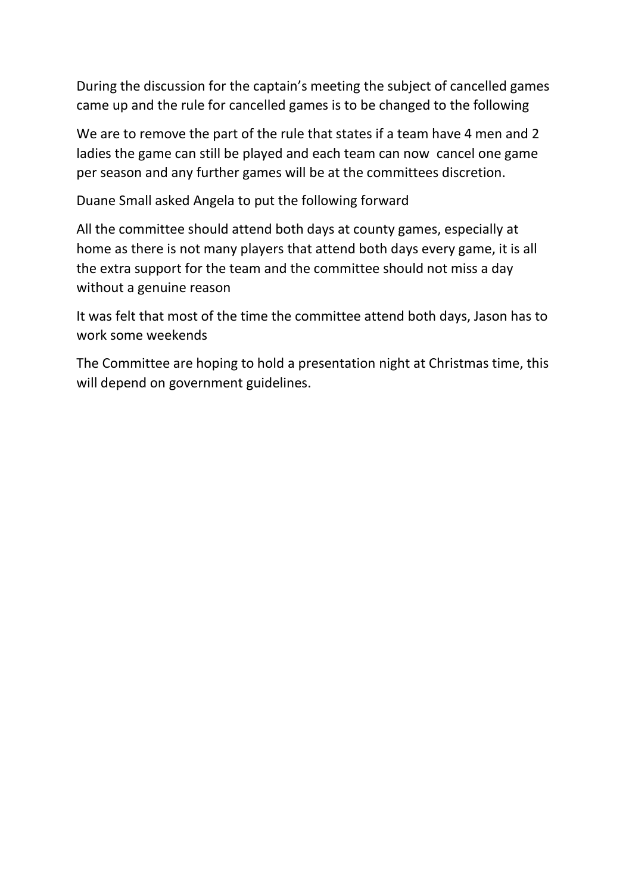During the discussion for the captain's meeting the subject of cancelled games came up and the rule for cancelled games is to be changed to the following

We are to remove the part of the rule that states if a team have 4 men and 2 ladies the game can still be played and each team can now cancel one game per season and any further games will be at the committees discretion.

Duane Small asked Angela to put the following forward

All the committee should attend both days at county games, especially at home as there is not many players that attend both days every game, it is all the extra support for the team and the committee should not miss a day without a genuine reason

It was felt that most of the time the committee attend both days, Jason has to work some weekends

The Committee are hoping to hold a presentation night at Christmas time, this will depend on government guidelines.